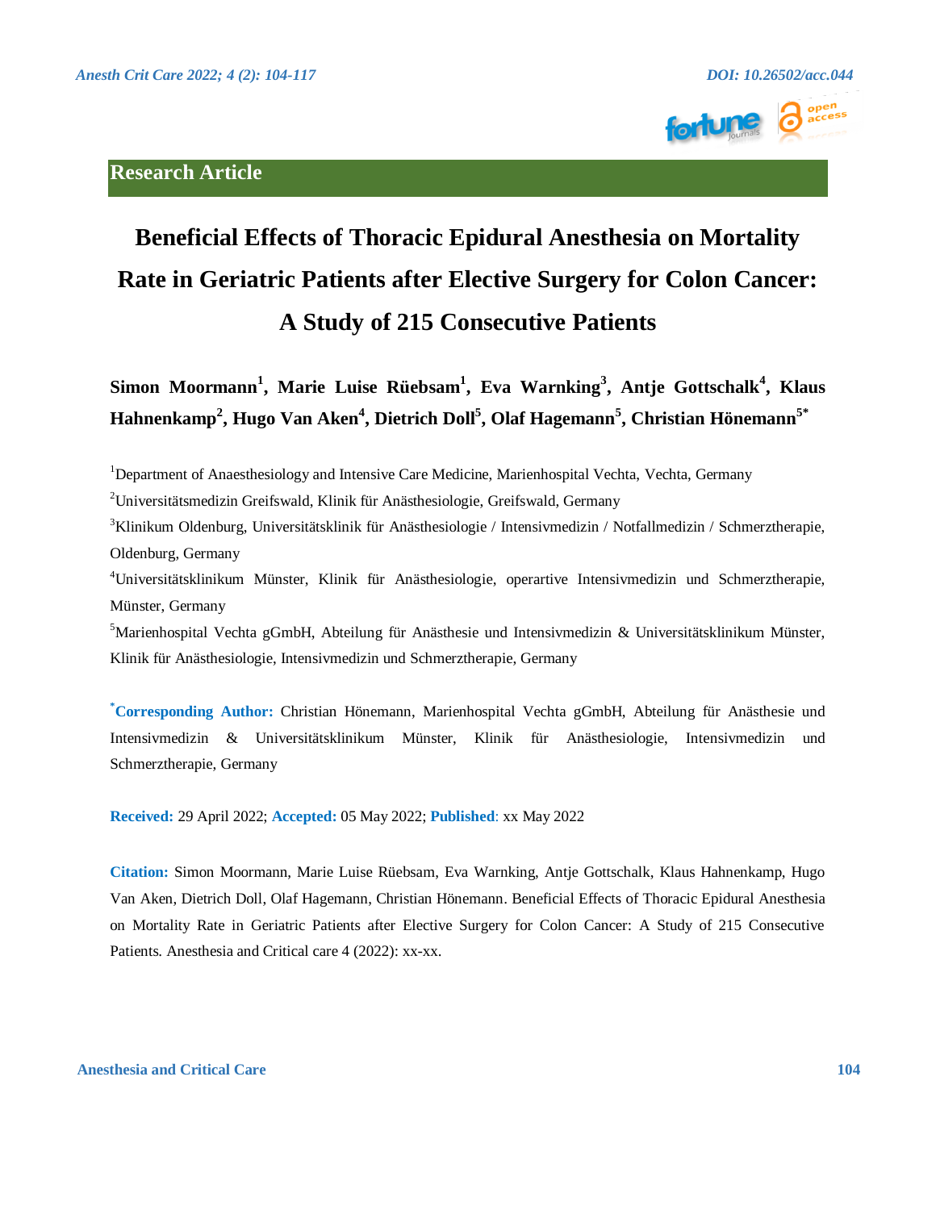Research Article

# Beneficial Effects of Thoracic Epidural Anesthesia on Mortality Rate in Geriatric Patients after Elective Surgery for Colon Cancer: A Study of 215 Consecutive Patients

**Simon Moormann[1], Marie Luise Rüebsam[1], Eva Warnking[3], Antje Gottschalk[4], Klaus Hahnenkamp[2], Hugo Van Aken[4], Dietrich Doll[5], Olaf Hagemann[5], Christian Hönemann[5*]**

[1]Department of Anaesthesiology and Intensive Care Medicine, Marienhospital Vechta, Vechta, Germany

[2]Universitätsmedizin Greifswald, Klinik für Anästhesiologie, Greifswald, Germany

[3]Klinikum Oldenburg, Universitätsklinik für Anästhesiologie / Intensivmedizin / Notfallmedizin / Schmerztherapie, Oldenburg, Germany

[4]Universitätsklinikum Münster, Klinik für Anästhesiologie, operartive Intensivmedizin und Schmerztherapie, Münster, Germany

[5]Marienhospital Vechta gGmbH, Abteilung für Anästhesie und Intensivmedizin & Universitätsklinikum Münster, Klinik für Anästhesiologie, Intensivmedizin und Schmerztherapie, Germany

**[*]Corresponding Author:** Christian Hönemann, Marienhospital Vechta gGmbH, Abteilung für Anästhesie und Intensivmedizin & Universitätsklinikum Münster, Klinik für Anästhesiologie, Intensivmedizin und Schmerztherapie, Germany

**Received:** 29 April 2022; **Accepted:** 05 May 2022; **Published**: xx May 2022

**Citation:** Simon Moormann, Marie Luise Rüebsam, Eva Warnking, Antje Gottschalk, Klaus Hahnenkamp, Hugo Van Aken, Dietrich Doll, Olaf Hagemann, Christian Hönemann. Beneficial Effects of Thoracic Epidural Anesthesia on Mortality Rate in Geriatric Patients after Elective Surgery for Colon Cancer: A Study of 215 Consecutive Patients. Anesthesia and Critical care 4 (2022): xx-xx.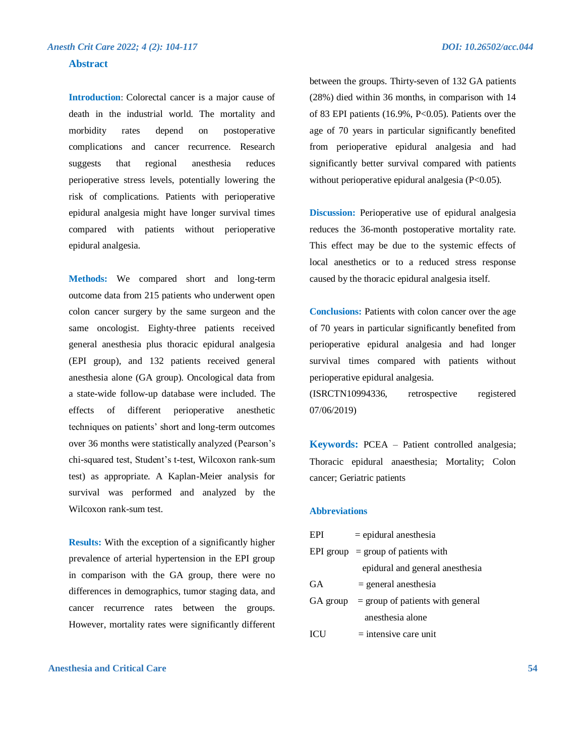## Abstract

**Introduction**: Colorectal cancer is a major cause of death in the industrial world. The mortality and morbidity rates depend on postoperative complications and cancer recurrence. Research suggests that regional anesthesia reduces perioperative stress levels, potentially lowering the risk of complications. Patients with perioperative epidural analgesia might have longer survival times compared with patients without perioperative epidural analgesia.

**Methods:** We compared short and long-term outcome data from 215 patients who underwent open colon cancer surgery by the same surgeon and the same oncologist. Eighty-three patients received general anesthesia plus thoracic epidural analgesia (EPI group), and 132 patients received general anesthesia alone (GA group). Oncological data from a state-wide follow-up database were included. The effects of different perioperative anesthetic techniques on patients' short and long-term outcomes over 36 months were statistically analyzed (Pearson's chi-squared test, Student's t-test, Wilcoxon rank-sum test) as appropriate. A Kaplan-Meier analysis for survival was performed and analyzed by the Wilcoxon rank-sum test.

**Results:** With the exception of a significantly higher prevalence of arterial hypertension in the EPI group in comparison with the GA group, there were no differences in demographics, tumor staging data, and cancer recurrence rates between the groups. However, mortality rates were significantly different between the groups. Thirty-seven of 132 GA patients (28%) died within 36 months, in comparison with 14 of 83 EPI patients (16.9%, $P<0.05$). Patients over the age of 70 years in particular significantly benefited from perioperative epidural analgesia and had significantly better survival compared with patients without perioperative epidural analgesia ($P<0.05$).

**Discussion:** Perioperative use of epidural analgesia reduces the 36-month postoperative mortality rate. This effect may be due to the systemic effects of local anesthetics or to a reduced stress response caused by the thoracic epidural analgesia itself.

**Conclusions:** Patients with colon cancer over the age of 70 years in particular significantly benefited from perioperative epidural analgesia and had longer survival times compared with patients without perioperative epidural analgesia.

(ISRCTN10994336, retrospective registered 07/06/2019)

**Keywords:** PCEA – Patient controlled analgesia; Thoracic epidural anaesthesia; Mortality; Colon cancer; Geriatric patients

### Abbreviations

| | |
|---|---|
| EPI | = epidural anesthesia |
| EPI group | = group of patients with epidural and general anesthesia |
| GA | = general anesthesia |
| GA group | = group of patients with general anesthesia alone |
| ICU | = intensive care unit |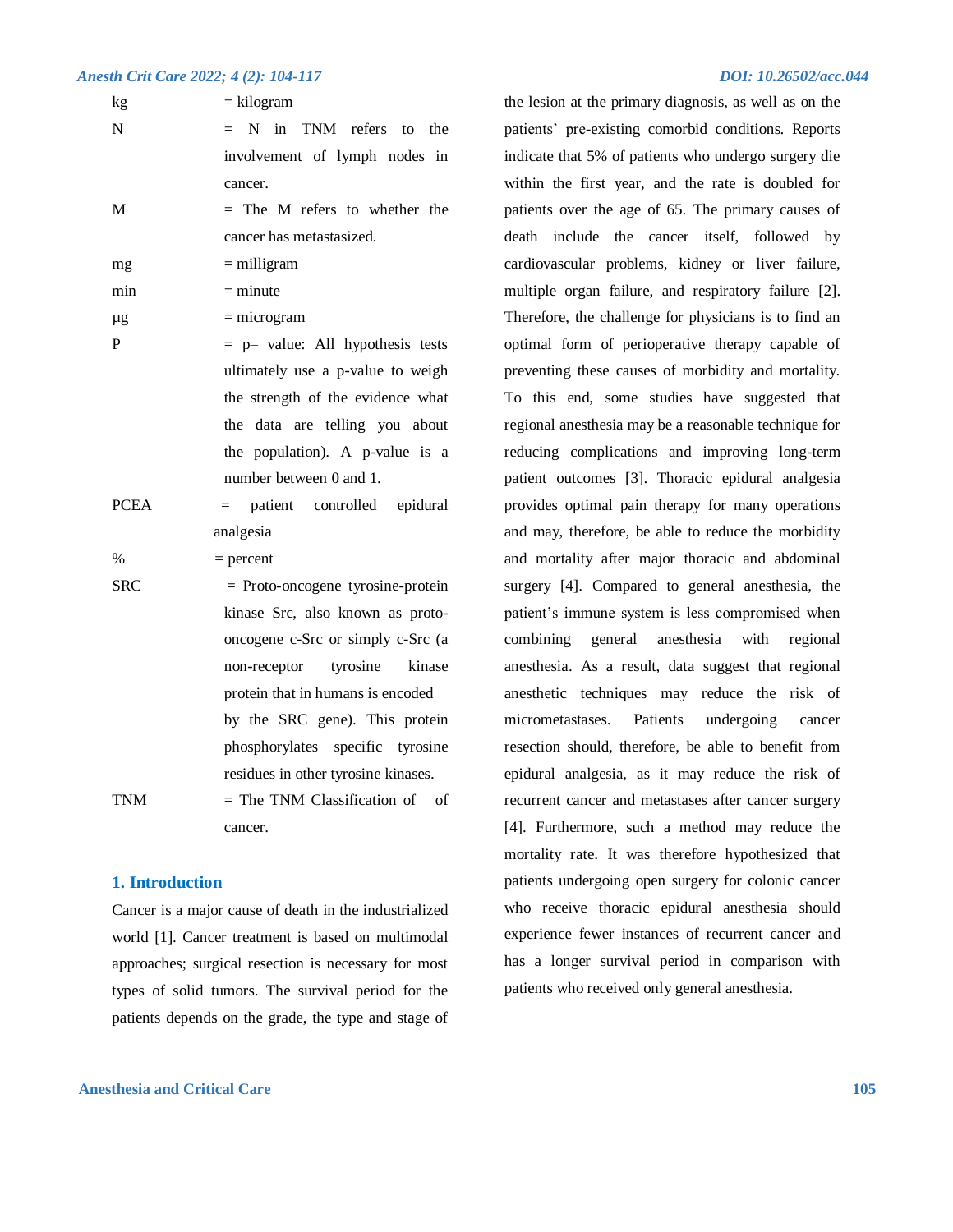| | |
|---|---|
| kg | = kilogram |
| N | = N in TNM refers to the involvement of lymph nodes in cancer. |
| M | = The M refers to whether the cancer has metastasized. |
| mg | = milligram |
| min | = minute |
| µg | = microgram |
| P | = p– value: All hypothesis tests ultimately use a p-value to weigh the strength of the evidence what the data are telling you about the population). A p-value is a number between 0 and 1. |
| PCEA | = patient controlled epidural analgesia |
| % | = percent |
| SRC | = Proto-oncogene tyrosine-protein kinase Src, also known as proto-oncogene c-Src or simply c-Src (a non-receptor tyrosine kinase protein that in humans is encoded by the SRC gene). This protein phosphorylates specific tyrosine residues in other tyrosine kinases. |
| TNM | = The TNM Classification of of cancer. |

## 1. Introduction

Cancer is a major cause of death in the industrialized world [1]. Cancer treatment is based on multimodal approaches; surgical resection is necessary for most types of solid tumors. The survival period for the patients depends on the grade, the type and stage of the lesion at the primary diagnosis, as well as on the patients' pre-existing comorbid conditions. Reports indicate that 5% of patients who undergo surgery die within the first year, and the rate is doubled for patients over the age of 65. The primary causes of death include the cancer itself, followed by cardiovascular problems, kidney or liver failure, multiple organ failure, and respiratory failure [2]. Therefore, the challenge for physicians is to find an optimal form of perioperative therapy capable of preventing these causes of morbidity and mortality. To this end, some studies have suggested that regional anesthesia may be a reasonable technique for reducing complications and improving long-term patient outcomes [3]. Thoracic epidural analgesia provides optimal pain therapy for many operations and may, therefore, be able to reduce the morbidity and mortality after major thoracic and abdominal surgery [4]. Compared to general anesthesia, the patient's immune system is less compromised when combining general anesthesia with regional anesthesia. As a result, data suggest that regional anesthetic techniques may reduce the risk of micrometastases. Patients undergoing cancer resection should, therefore, be able to benefit from epidural analgesia, as it may reduce the risk of recurrent cancer and metastases after cancer surgery [4]. Furthermore, such a method may reduce the mortality rate. It was therefore hypothesized that patients undergoing open surgery for colonic cancer who receive thoracic epidural anesthesia should experience fewer instances of recurrent cancer and has a longer survival period in comparison with patients who received only general anesthesia.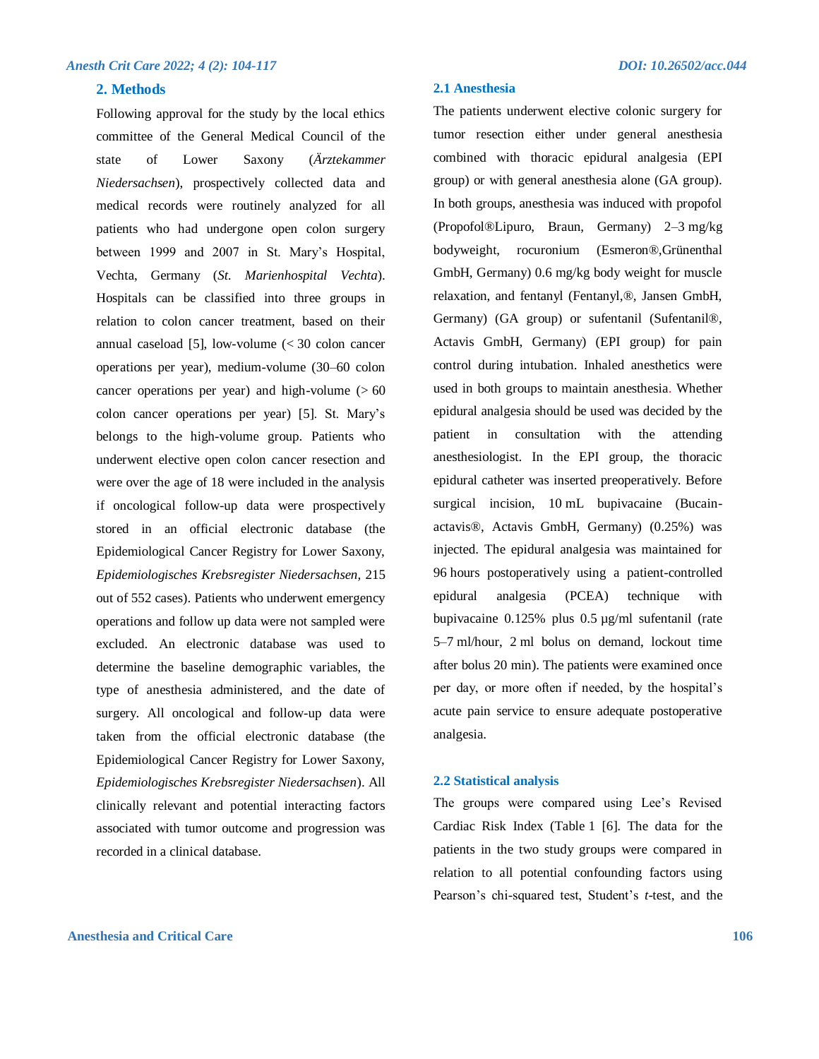## 2. Methods

Following approval for the study by the local ethics committee of the General Medical Council of the state of Lower Saxony (*Ärztekammer Niedersachsen*), prospectively collected data and medical records were routinely analyzed for all patients who had undergone open colon surgery between 1999 and 2007 in St. Mary's Hospital, Vechta, Germany (*St. Marienhospital Vechta*). Hospitals can be classified into three groups in relation to colon cancer treatment, based on their annual caseload [5], low-volume (< 30 colon cancer operations per year), medium-volume (30–60 colon cancer operations per year) and high-volume (> 60 colon cancer operations per year) [5]. St. Mary's belongs to the high-volume group. Patients who underwent elective open colon cancer resection and were over the age of 18 were included in the analysis if oncological follow-up data were prospectively stored in an official electronic database (the Epidemiological Cancer Registry for Lower Saxony, *Epidemiologisches Krebsregister Niedersachsen,* 215 out of 552 cases). Patients who underwent emergency operations and follow up data were not sampled were excluded. An electronic database was used to determine the baseline demographic variables, the type of anesthesia administered, and the date of surgery. All oncological and follow-up data were taken from the official electronic database (the Epidemiological Cancer Registry for Lower Saxony, *Epidemiologisches Krebsregister Niedersachsen*). All clinically relevant and potential interacting factors associated with tumor outcome and progression was recorded in a clinical database.

### 2.1 Anesthesia

The patients underwent elective colonic surgery for tumor resection either under general anesthesia combined with thoracic epidural analgesia (EPI group) or with general anesthesia alone (GA group). In both groups, anesthesia was induced with propofol (Propofol®Lipuro, Braun, Germany) 2–3 mg/kg bodyweight, rocuronium (Esmeron®,Grünenthal GmbH, Germany) 0.6 mg/kg body weight for muscle relaxation, and fentanyl (Fentanyl,®, Jansen GmbH, Germany) (GA group) or sufentanil (Sufentanil®, Actavis GmbH, Germany) (EPI group) for pain control during intubation. Inhaled anesthetics were used in both groups to maintain anesthesia. Whether epidural analgesia should be used was decided by the patient in consultation with the attending anesthesiologist. In the EPI group, the thoracic epidural catheter was inserted preoperatively. Before surgical incision, 10 mL bupivacaine (Bucain-actavis®, Actavis GmbH, Germany) (0.25%) was injected. The epidural analgesia was maintained for 96 hours postoperatively using a patient-controlled epidural analgesia (PCEA) technique with bupivacaine 0.125% plus 0.5 µg/ml sufentanil (rate 5–7 ml/hour, 2 ml bolus on demand, lockout time after bolus 20 min). The patients were examined once per day, or more often if needed, by the hospital's acute pain service to ensure adequate postoperative analgesia.

### 2.2 Statistical analysis

The groups were compared using Lee's Revised Cardiac Risk Index (Table 1 [6]. The data for the patients in the two study groups were compared in relation to all potential confounding factors using Pearson's chi-squared test, Student's *t*-test, and the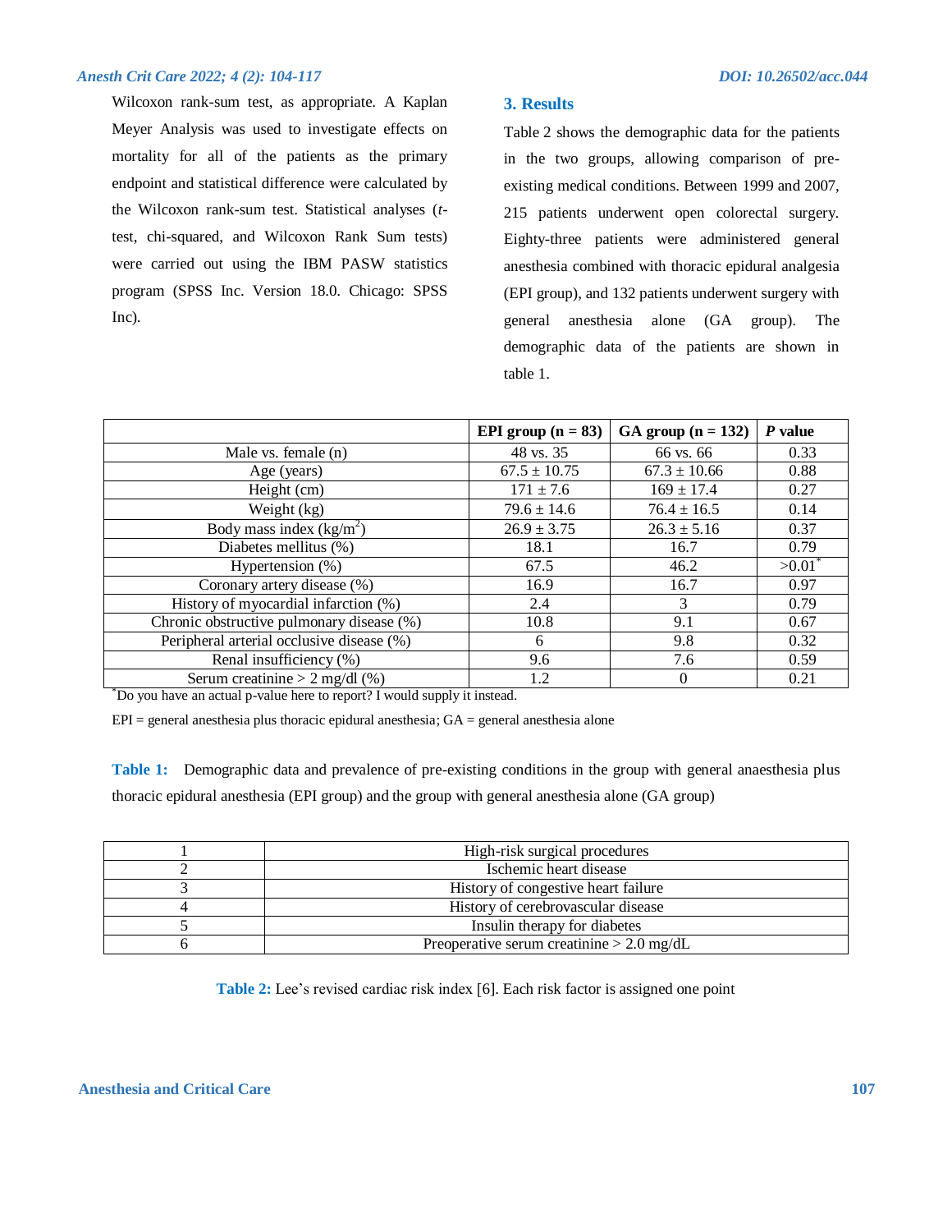Wilcoxon rank-sum test, as appropriate. A Kaplan Meyer Analysis was used to investigate effects on mortality for all of the patients as the primary endpoint and statistical difference were calculated by the Wilcoxon rank-sum test. Statistical analyses (*t*-test, chi-squared, and Wilcoxon Rank Sum tests) were carried out using the IBM PASW statistics program (SPSS Inc. Version 18.0. Chicago: SPSS Inc).

## 3. Results

Table 2 shows the demographic data for the patients in the two groups, allowing comparison of pre-existing medical conditions. Between 1999 and 2007, 215 patients underwent open colorectal surgery. Eighty-three patients were administered general anesthesia combined with thoracic epidural analgesia (EPI group), and 132 patients underwent surgery with general anesthesia alone (GA group). The demographic data of the patients are shown in table 1.

| | EPI group (n = 83) | GA group (n = 132) | *P* value |
|---|---|---|---|
| Male vs. female (n) | 48 vs. 35 | 66 vs. 66 | 0.33 |
| Age (years) | 67.5 ± 10.75 | 67.3 ± 10.66 | 0.88 |
| Height (cm) | 171 ± 7.6 | 169 ± 17.4 | 0.27 |
| Weight (kg) | 79.6 ± 14.6 | 76.4 ± 16.5 | 0.14 |
| Body mass index ($kg/m^2$) | 26.9 ± 3.75 | 26.3 ± 5.16 | 0.37 |
| Diabetes mellitus (%) | 18.1 | 16.7 | 0.79 |
| Hypertension (%) | 67.5 | 46.2 | >0.01* |
| Coronary artery disease (%) | 16.9 | 16.7 | 0.97 |
| History of myocardial infarction (%) | 2.4 | 3 | 0.79 |
| Chronic obstructive pulmonary disease (%) | 10.8 | 9.1 | 0.67 |
| Peripheral arterial occlusive disease (%) | 6 | 9.8 | 0.32 |
| Renal insufficiency (%) | 9.6 | 7.6 | 0.59 |
| Serum creatinine > 2 mg/dl (%) | 1.2 | 0 | 0.21 |

*Do you have an actual p-value here to report? I would supply it instead.

EPI = general anesthesia plus thoracic epidural anesthesia; GA = general anesthesia alone

**Table 1:** Demographic data and prevalence of pre-existing conditions in the group with general anaesthesia plus thoracic epidural anesthesia (EPI group) and the group with general anesthesia alone (GA group)

| | |
|---|---|
| 1 | High-risk surgical procedures |
| 2 | Ischemic heart disease |
| 3 | History of congestive heart failure |
| 4 | History of cerebrovascular disease |
| 5 | Insulin therapy for diabetes |
| 6 | Preoperative serum creatinine > 2.0 mg/dL |

**Table 2:** Lee's revised cardiac risk index [6]. Each risk factor is assigned one point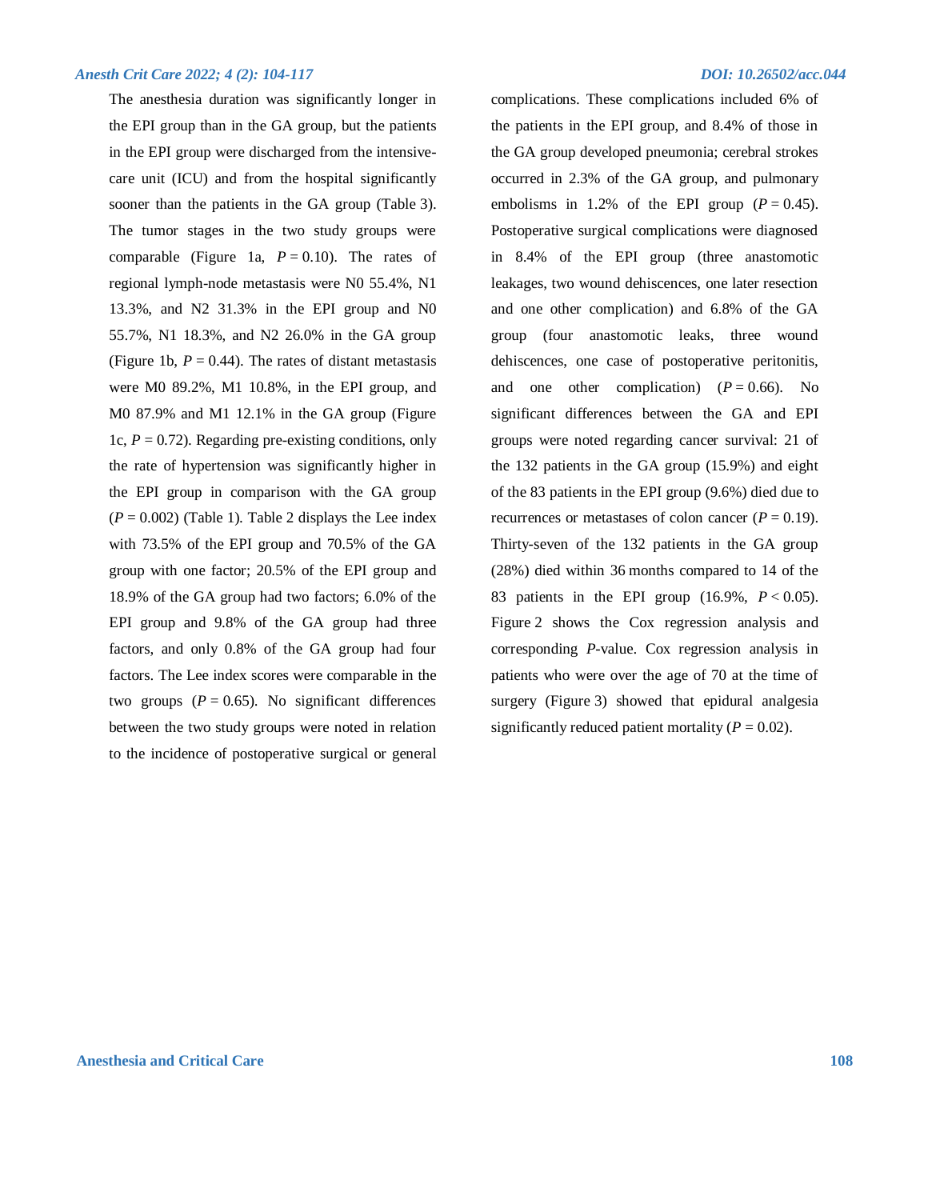The anesthesia duration was significantly longer in the EPI group than in the GA group, but the patients in the EPI group were discharged from the intensive-care unit (ICU) and from the hospital significantly sooner than the patients in the GA group (Table 3). The tumor stages in the two study groups were comparable (Figure 1a, $P = 0.10$). The rates of regional lymph-node metastasis were N0 55.4%, N1 13.3%, and N2 31.3% in the EPI group and N0 55.7%, N1 18.3%, and N2 26.0% in the GA group (Figure 1b, $P = 0.44$). The rates of distant metastasis were M0 89.2%, M1 10.8%, in the EPI group, and M0 87.9% and M1 12.1% in the GA group (Figure 1c, $P = 0.72$). Regarding pre-existing conditions, only the rate of hypertension was significantly higher in the EPI group in comparison with the GA group ($P = 0.002$) (Table 1). Table 2 displays the Lee index with 73.5% of the EPI group and 70.5% of the GA group with one factor; 20.5% of the EPI group and 18.9% of the GA group had two factors; 6.0% of the EPI group and 9.8% of the GA group had three factors, and only 0.8% of the GA group had four factors. The Lee index scores were comparable in the two groups ($P = 0.65$). No significant differences between the two study groups were noted in relation to the incidence of postoperative surgical or general complications. These complications included 6% of the patients in the EPI group, and 8.4% of those in the GA group developed pneumonia; cerebral strokes occurred in 2.3% of the GA group, and pulmonary embolisms in 1.2% of the EPI group ($P = 0.45$). Postoperative surgical complications were diagnosed in 8.4% of the EPI group (three anastomotic leakages, two wound dehiscences, one later resection and one other complication) and 6.8% of the GA group (four anastomotic leaks, three wound dehiscences, one case of postoperative peritonitis, and one other complication) ($P = 0.66$). No significant differences between the GA and EPI groups were noted regarding cancer survival: 21 of the 132 patients in the GA group (15.9%) and eight of the 83 patients in the EPI group (9.6%) died due to recurrences or metastases of colon cancer ($P = 0.19$). Thirty-seven of the 132 patients in the GA group (28%) died within 36 months compared to 14 of the 83 patients in the EPI group (16.9%, $P < 0.05$). Figure 2 shows the Cox regression analysis and corresponding *P*-value. Cox regression analysis in patients who were over the age of 70 at the time of surgery (Figure 3) showed that epidural analgesia significantly reduced patient mortality ($P = 0.02$).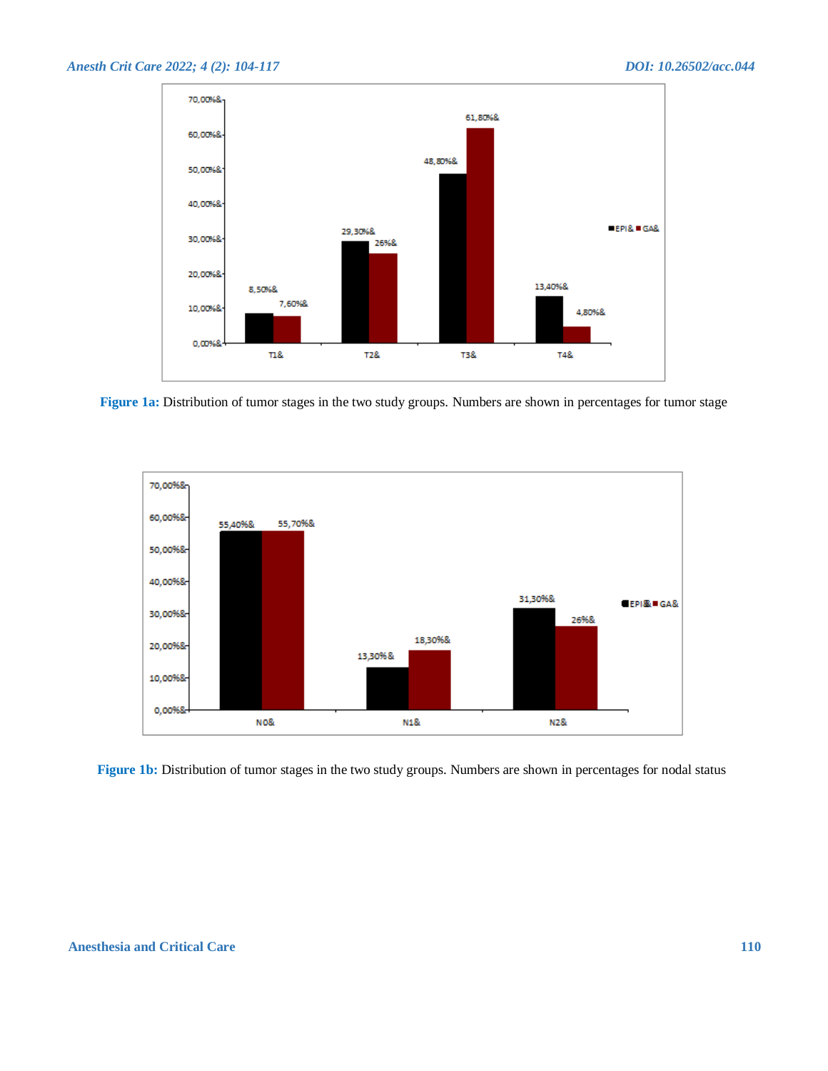Figure 1a: Distribution of tumor stages in the two study groups. Numbers are shown in percentages for tumor stage

Figure 1b: Distribution of tumor stages in the two study groups. Numbers are shown in percentages for nodal status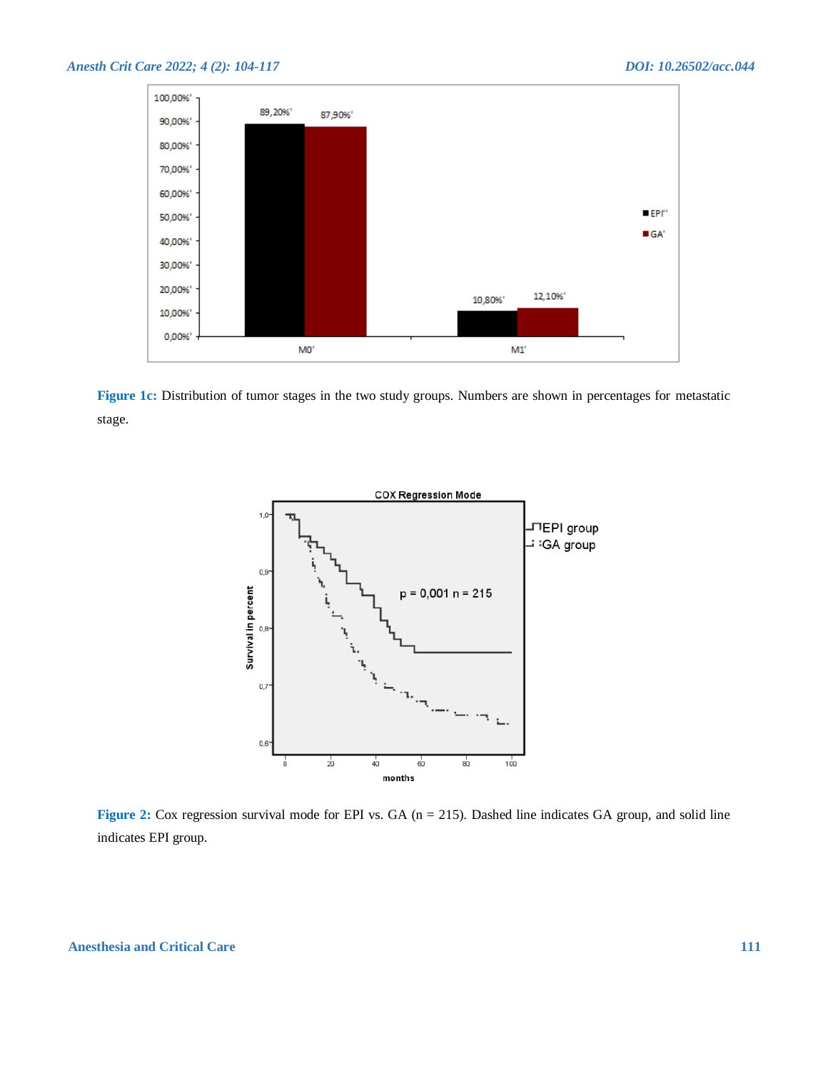Figure 1c: Distribution of tumor stages in the two study groups. Numbers are shown in percentages for metastatic stage.

Figure 2: Cox regression survival mode for EPI vs. GA (n = 215). Dashed line indicates GA group, and solid line indicates EPI group.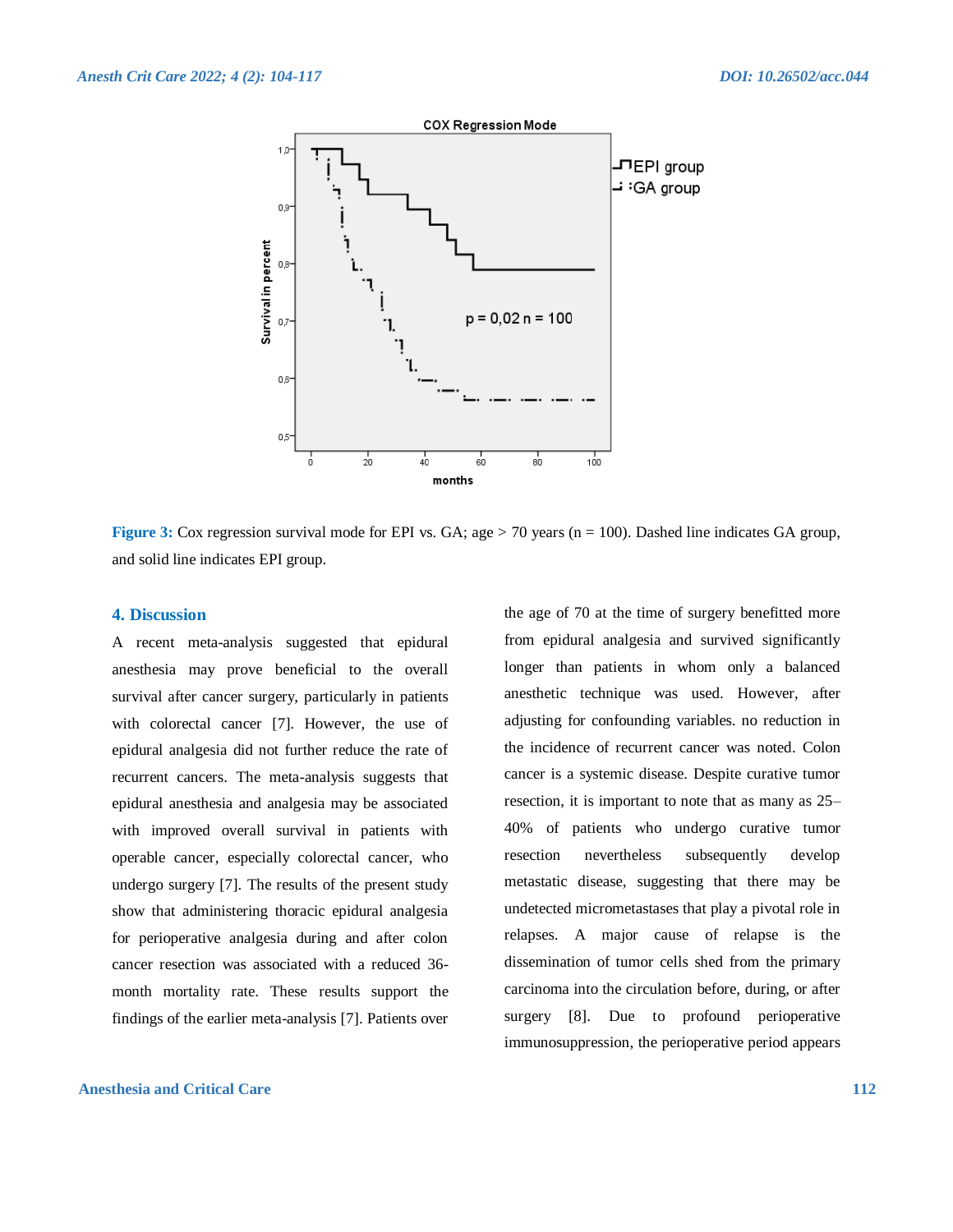Figure 3: Cox regression survival mode for EPI vs. GA; age > 70 years (n = 100). Dashed line indicates GA group, and solid line indicates EPI group.

## 4. Discussion

A recent meta-analysis suggested that epidural anesthesia may prove beneficial to the overall survival after cancer surgery, particularly in patients with colorectal cancer [7]. However, the use of epidural analgesia did not further reduce the rate of recurrent cancers. The meta-analysis suggests that epidural anesthesia and analgesia may be associated with improved overall survival in patients with operable cancer, especially colorectal cancer, who undergo surgery [7]. The results of the present study show that administering thoracic epidural analgesia for perioperative analgesia during and after colon cancer resection was associated with a reduced 36-month mortality rate. These results support the findings of the earlier meta-analysis [7]. Patients over the age of 70 at the time of surgery benefitted more from epidural analgesia and survived significantly longer than patients in whom only a balanced anesthetic technique was used. However, after adjusting for confounding variables. no reduction in the incidence of recurrent cancer was noted. Colon cancer is a systemic disease. Despite curative tumor resection, it is important to note that as many as 25–40% of patients who undergo curative tumor resection nevertheless subsequently develop metastatic disease, suggesting that there may be undetected micrometastases that play a pivotal role in relapses. A major cause of relapse is the dissemination of tumor cells shed from the primary carcinoma into the circulation before, during, or after surgery [8]. Due to profound perioperative immunosuppression, the perioperative period appears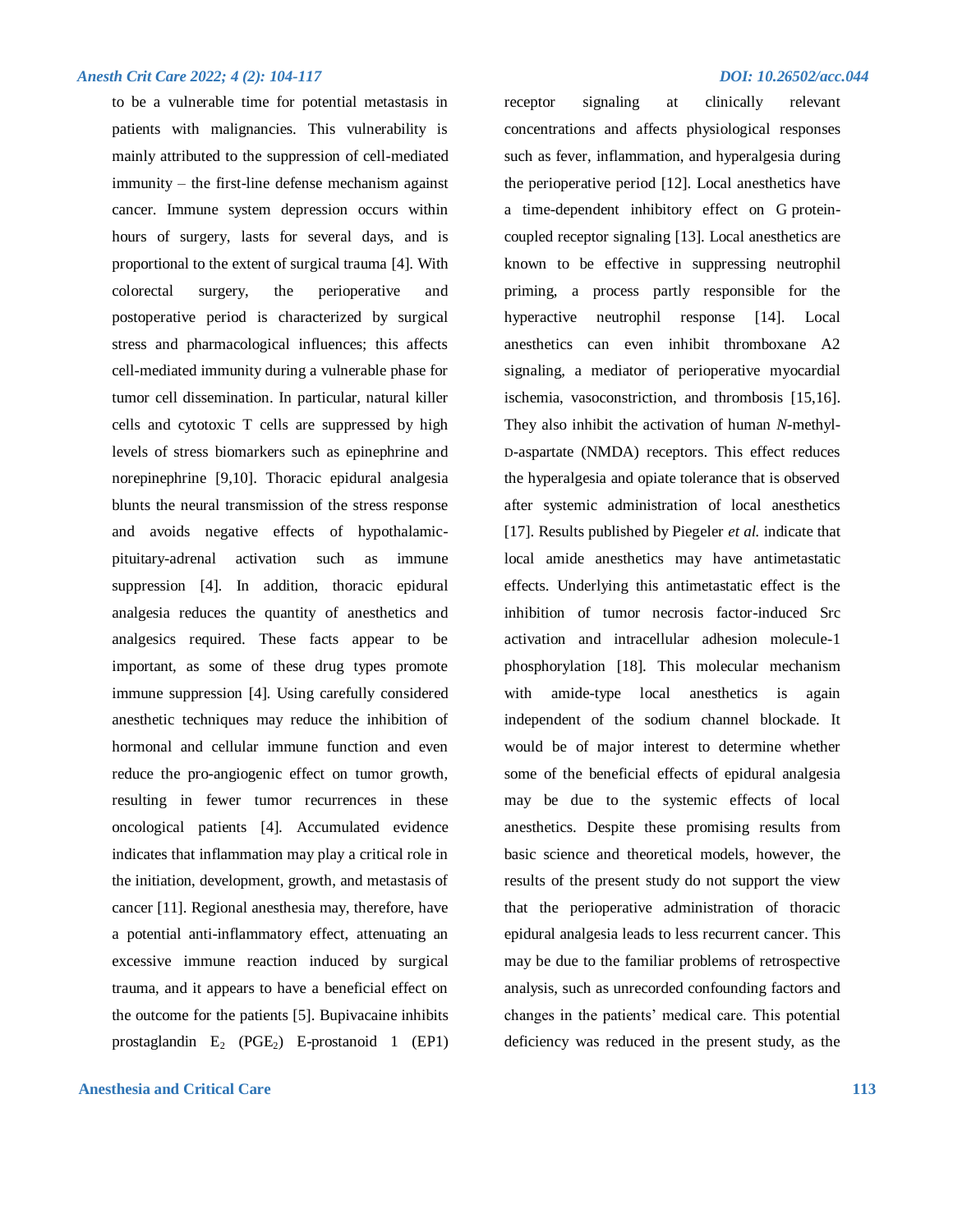to be a vulnerable time for potential metastasis in patients with malignancies. This vulnerability is mainly attributed to the suppression of cell-mediated immunity – the first-line defense mechanism against cancer. Immune system depression occurs within hours of surgery, lasts for several days, and is proportional to the extent of surgical trauma [4]. With colorectal surgery, the perioperative and postoperative period is characterized by surgical stress and pharmacological influences; this affects cell-mediated immunity during a vulnerable phase for tumor cell dissemination. In particular, natural killer cells and cytotoxic T cells are suppressed by high levels of stress biomarkers such as epinephrine and norepinephrine [9,10]. Thoracic epidural analgesia blunts the neural transmission of the stress response and avoids negative effects of hypothalamic-pituitary-adrenal activation such as immune suppression [4]. In addition, thoracic epidural analgesia reduces the quantity of anesthetics and analgesics required. These facts appear to be important, as some of these drug types promote immune suppression [4]. Using carefully considered anesthetic techniques may reduce the inhibition of hormonal and cellular immune function and even reduce the pro-angiogenic effect on tumor growth, resulting in fewer tumor recurrences in these oncological patients [4]. Accumulated evidence indicates that inflammation may play a critical role in the initiation, development, growth, and metastasis of cancer [11]. Regional anesthesia may, therefore, have a potential anti-inflammatory effect, attenuating an excessive immune reaction induced by surgical trauma, and it appears to have a beneficial effect on the outcome for the patients [5]. Bupivacaine inhibits prostaglandin $E_2$ ($PGE_2$) E-prostanoid 1 (EP1) receptor signaling at clinically relevant concentrations and affects physiological responses such as fever, inflammation, and hyperalgesia during the perioperative period [12]. Local anesthetics have a time-dependent inhibitory effect on G protein-coupled receptor signaling [13]. Local anesthetics are known to be effective in suppressing neutrophil priming, a process partly responsible for the hyperactive neutrophil response [14]. Local anesthetics can even inhibit thromboxane A2 signaling, a mediator of perioperative myocardial ischemia, vasoconstriction, and thrombosis [15,16]. They also inhibit the activation of human *N*-methyl-D-aspartate (NMDA) receptors. This effect reduces the hyperalgesia and opiate tolerance that is observed after systemic administration of local anesthetics [17]. Results published by Piegeler *et al.* indicate that local amide anesthetics may have antimetastatic effects. Underlying this antimetastatic effect is the inhibition of tumor necrosis factor-induced Src activation and intracellular adhesion molecule-1 phosphorylation [18]. This molecular mechanism with amide-type local anesthetics is again independent of the sodium channel blockade. It would be of major interest to determine whether some of the beneficial effects of epidural analgesia may be due to the systemic effects of local anesthetics. Despite these promising results from basic science and theoretical models, however, the results of the present study do not support the view that the perioperative administration of thoracic epidural analgesia leads to less recurrent cancer. This may be due to the familiar problems of retrospective analysis, such as unrecorded confounding factors and changes in the patients' medical care. This potential deficiency was reduced in the present study, as the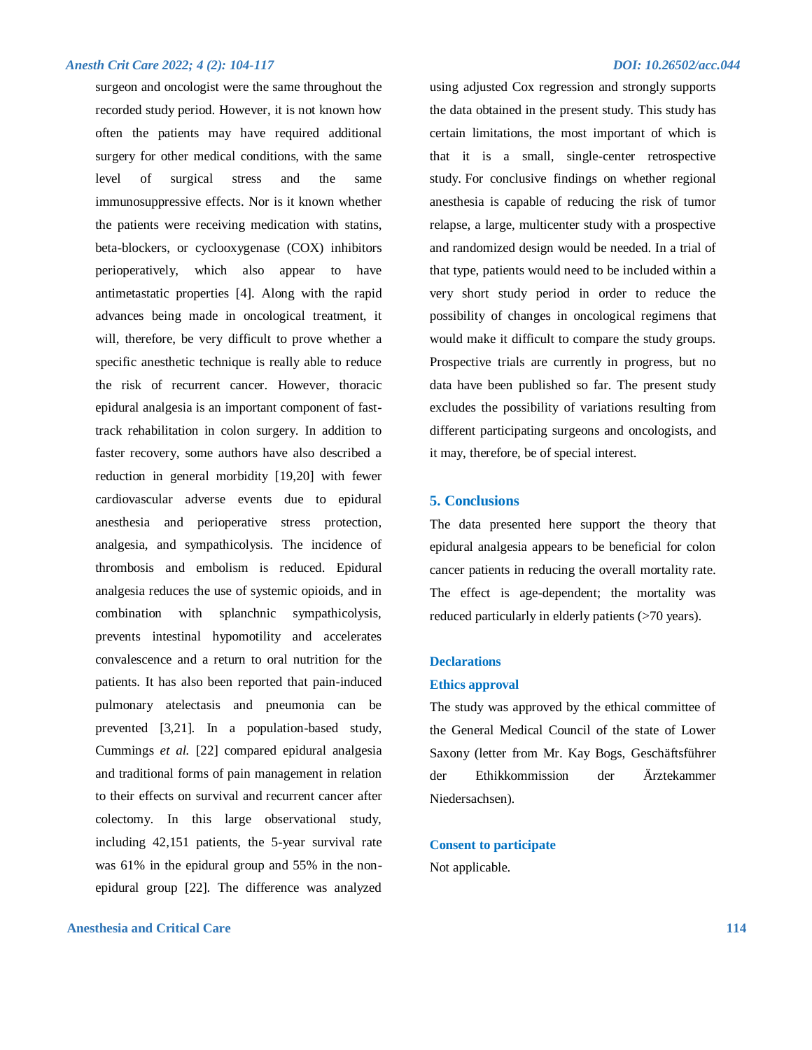surgeon and oncologist were the same throughout the recorded study period. However, it is not known how often the patients may have required additional surgery for other medical conditions, with the same level of surgical stress and the same immunosuppressive effects. Nor is it known whether the patients were receiving medication with statins, beta-blockers, or cyclooxygenase (COX) inhibitors perioperatively, which also appear to have antimetastatic properties [4]. Along with the rapid advances being made in oncological treatment, it will, therefore, be very difficult to prove whether a specific anesthetic technique is really able to reduce the risk of recurrent cancer. However, thoracic epidural analgesia is an important component of fast-track rehabilitation in colon surgery. In addition to faster recovery, some authors have also described a reduction in general morbidity [19,20] with fewer cardiovascular adverse events due to epidural anesthesia and perioperative stress protection, analgesia, and sympathicolysis. The incidence of thrombosis and embolism is reduced. Epidural analgesia reduces the use of systemic opioids, and in combination with splanchnic sympathicolysis, prevents intestinal hypomotility and accelerates convalescence and a return to oral nutrition for the patients. It has also been reported that pain-induced pulmonary atelectasis and pneumonia can be prevented [3,21]. In a population-based study, Cummings *et al.* [22] compared epidural analgesia and traditional forms of pain management in relation to their effects on survival and recurrent cancer after colectomy. In this large observational study, including 42,151 patients, the 5-year survival rate was 61% in the epidural group and 55% in the non-epidural group [22]. The difference was analyzed using adjusted Cox regression and strongly supports the data obtained in the present study. This study has certain limitations, the most important of which is that it is a small, single-center retrospective study. For conclusive findings on whether regional anesthesia is capable of reducing the risk of tumor relapse, a large, multicenter study with a prospective and randomized design would be needed. In a trial of that type, patients would need to be included within a very short study period in order to reduce the possibility of changes in oncological regimens that would make it difficult to compare the study groups. Prospective trials are currently in progress, but no data have been published so far. The present study excludes the possibility of variations resulting from different participating surgeons and oncologists, and it may, therefore, be of special interest.

## 5. Conclusions

The data presented here support the theory that epidural analgesia appears to be beneficial for colon cancer patients in reducing the overall mortality rate. The effect is age-dependent; the mortality was reduced particularly in elderly patients (>70 years).

## Declarations

### Ethics approval

The study was approved by the ethical committee of the General Medical Council of the state of Lower Saxony (letter from Mr. Kay Bogs, Geschäftsführer der Ethikkommission der Ärztekammer Niedersachsen).

### Consent to participate

Not applicable.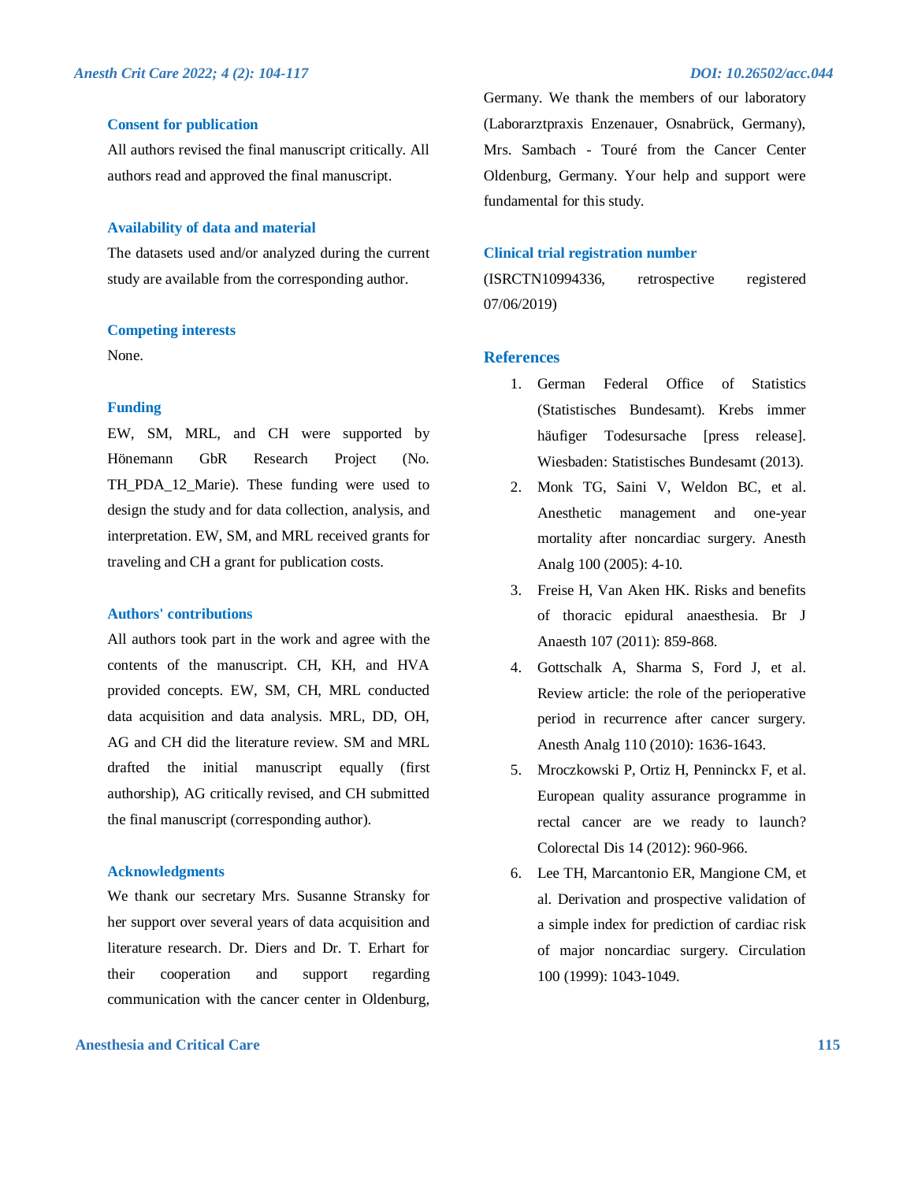## Consent for publication

All authors revised the final manuscript critically. All authors read and approved the final manuscript.

## Availability of data and material

The datasets used and/or analyzed during the current study are available from the corresponding author.

## Competing interests

None.

## Funding

EW, SM, MRL, and CH were supported by Hönemann GbR Research Project (No. TH_PDA_12_Marie). These funding were used to design the study and for data collection, analysis, and interpretation. EW, SM, and MRL received grants for traveling and CH a grant for publication costs.

## Authors' contributions

All authors took part in the work and agree with the contents of the manuscript. CH, KH, and HVA provided concepts. EW, SM, CH, MRL conducted data acquisition and data analysis. MRL, DD, OH, AG and CH did the literature review. SM and MRL drafted the initial manuscript equally (first authorship), AG critically revised, and CH submitted the final manuscript (corresponding author).

## Acknowledgments

We thank our secretary Mrs. Susanne Stransky for her support over several years of data acquisition and literature research. Dr. Diers and Dr. T. Erhart for their cooperation and support regarding communication with the cancer center in Oldenburg, Germany. We thank the members of our laboratory (Laborarztpraxis Enzenauer, Osnabrück, Germany), Mrs. Sambach - Touré from the Cancer Center Oldenburg, Germany. Your help and support were fundamental for this study.

## Clinical trial registration number

(ISRCTN10994336, retrospective registered 07/06/2019)

## References

1. German Federal Office of Statistics (Statistisches Bundesamt). Krebs immer häufiger Todesursache [press release]. Wiesbaden: Statistisches Bundesamt (2013).
2. Monk TG, Saini V, Weldon BC, et al. Anesthetic management and one-year mortality after noncardiac surgery. Anesth Analg 100 (2005): 4-10.
3. Freise H, Van Aken HK. Risks and benefits of thoracic epidural anaesthesia. Br J Anaesth 107 (2011): 859-868.
4. Gottschalk A, Sharma S, Ford J, et al. Review article: the role of the perioperative period in recurrence after cancer surgery. Anesth Analg 110 (2010): 1636-1643.
5. Mroczkowski P, Ortiz H, Penninckx F, et al. European quality assurance programme in rectal cancer are we ready to launch? Colorectal Dis 14 (2012): 960-966.
6. Lee TH, Marcantonio ER, Mangione CM, et al. Derivation and prospective validation of a simple index for prediction of cardiac risk of major noncardiac surgery. Circulation 100 (1999): 1043-1049.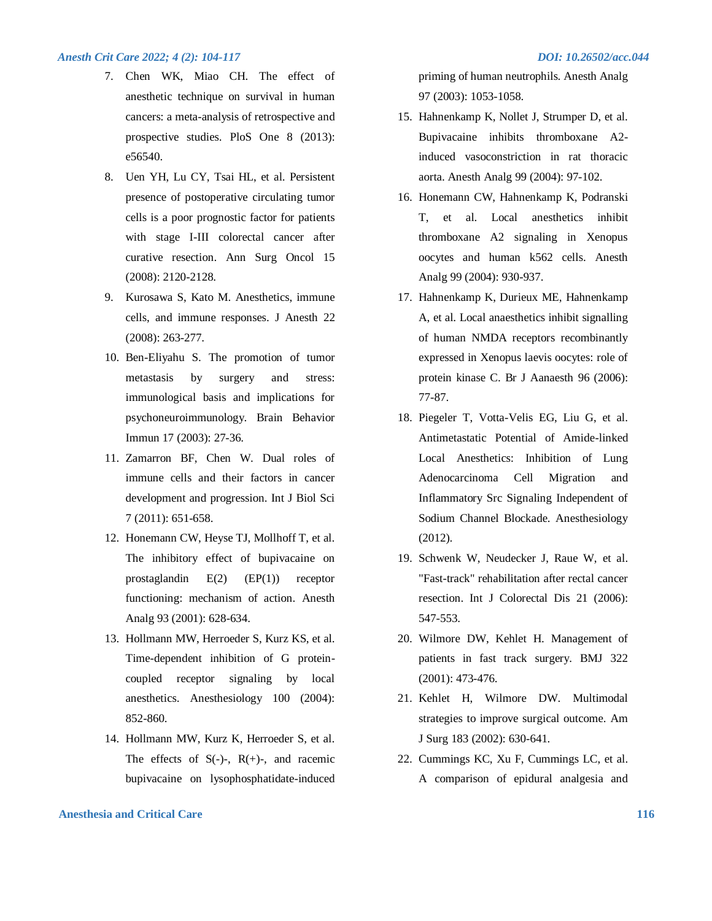7. Chen WK, Miao CH. The effect of anesthetic technique on survival in human cancers: a meta-analysis of retrospective and prospective studies. PloS One 8 (2013): e56540.
8. Uen YH, Lu CY, Tsai HL, et al. Persistent presence of postoperative circulating tumor cells is a poor prognostic factor for patients with stage I-III colorectal cancer after curative resection. Ann Surg Oncol 15 (2008): 2120-2128.
9. Kurosawa S, Kato M. Anesthetics, immune cells, and immune responses. J Anesth 22 (2008): 263-277.
10. Ben-Eliyahu S. The promotion of tumor metastasis by surgery and stress: immunological basis and implications for psychoneuroimmunology. Brain Behavior Immun 17 (2003): 27-36.
11. Zamarron BF, Chen W. Dual roles of immune cells and their factors in cancer development and progression. Int J Biol Sci 7 (2011): 651-658.
12. Honemann CW, Heyse TJ, Mollhoff T, et al. The inhibitory effect of bupivacaine on prostaglandin E(2) (EP(1)) receptor functioning: mechanism of action. Anesth Analg 93 (2001): 628-634.
13. Hollmann MW, Herroeder S, Kurz KS, et al. Time-dependent inhibition of G protein-coupled receptor signaling by local anesthetics. Anesthesiology 100 (2004): 852-860.
14. Hollmann MW, Kurz K, Herroeder S, et al. The effects of S(-)-, R(+)-, and racemic bupivacaine on lysophosphatidate-induced priming of human neutrophils. Anesth Analg 97 (2003): 1053-1058.
15. Hahnenkamp K, Nollet J, Strumper D, et al. Bupivacaine inhibits thromboxane A2-induced vasoconstriction in rat thoracic aorta. Anesth Analg 99 (2004): 97-102.
16. Honemann CW, Hahnenkamp K, Podranski T, et al. Local anesthetics inhibit thromboxane A2 signaling in Xenopus oocytes and human k562 cells. Anesth Analg 99 (2004): 930-937.
17. Hahnenkamp K, Durieux ME, Hahnenkamp A, et al. Local anaesthetics inhibit signalling of human NMDA receptors recombinantly expressed in Xenopus laevis oocytes: role of protein kinase C. Br J Aanaesth 96 (2006): 77-87.
18. Piegeler T, Votta-Velis EG, Liu G, et al. Antimetastatic Potential of Amide-linked Local Anesthetics: Inhibition of Lung Adenocarcinoma Cell Migration and Inflammatory Src Signaling Independent of Sodium Channel Blockade. Anesthesiology (2012).
19. Schwenk W, Neudecker J, Raue W, et al. "Fast-track" rehabilitation after rectal cancer resection. Int J Colorectal Dis 21 (2006): 547-553.
20. Wilmore DW, Kehlet H. Management of patients in fast track surgery. BMJ 322 (2001): 473-476.
21. Kehlet H, Wilmore DW. Multimodal strategies to improve surgical outcome. Am J Surg 183 (2002): 630-641.
22. Cummings KC, Xu F, Cummings LC, et al. A comparison of epidural analgesia and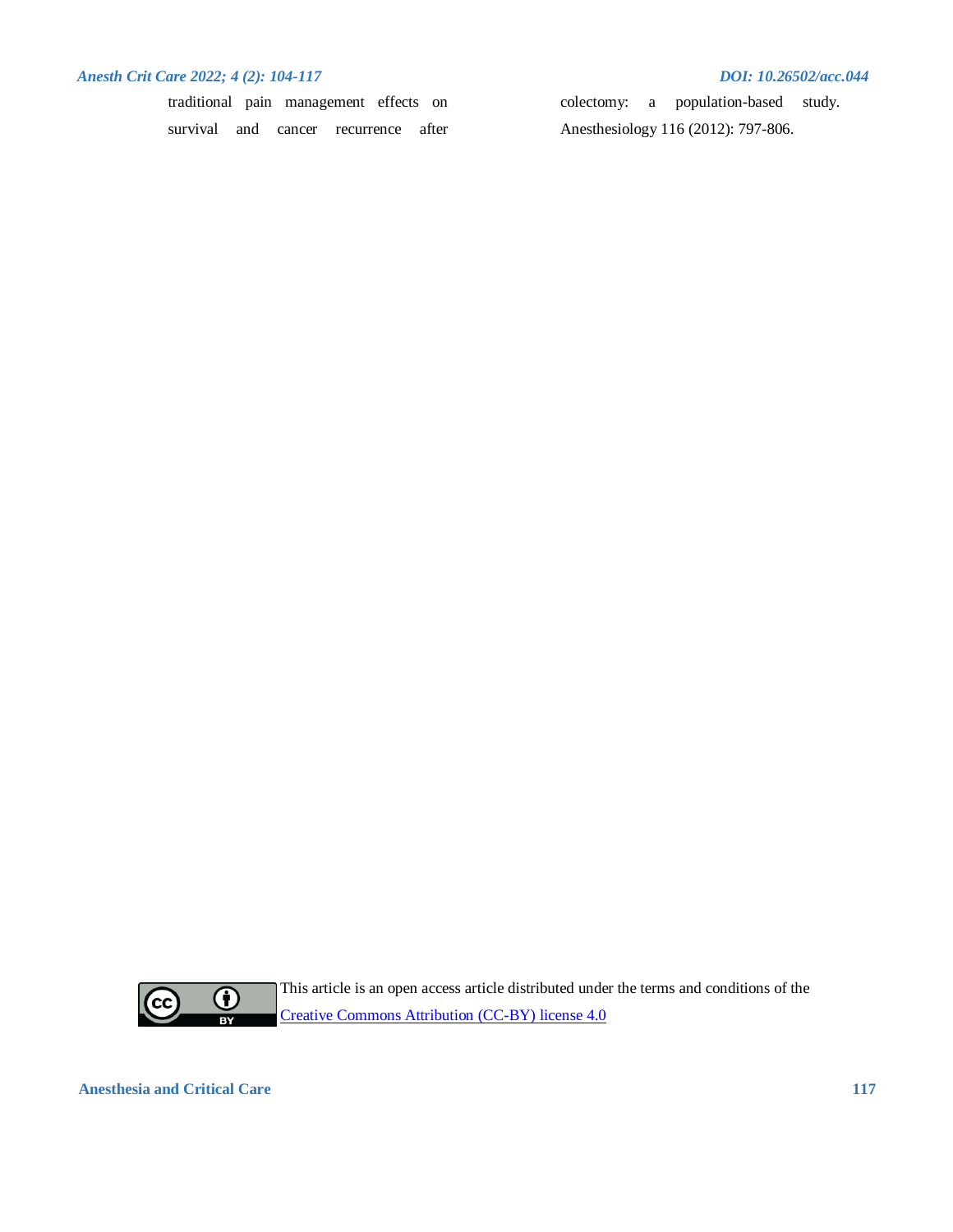traditional pain management effects on survival and cancer recurrence after colectomy: a population-based study. Anesthesiology 116 (2012): 797-806.

This article is an open access article distributed under the terms and conditions of the [Creative Commons Attribution (CC-BY) license 4.0](https://creativecommons.org/licenses/by/4.0/)